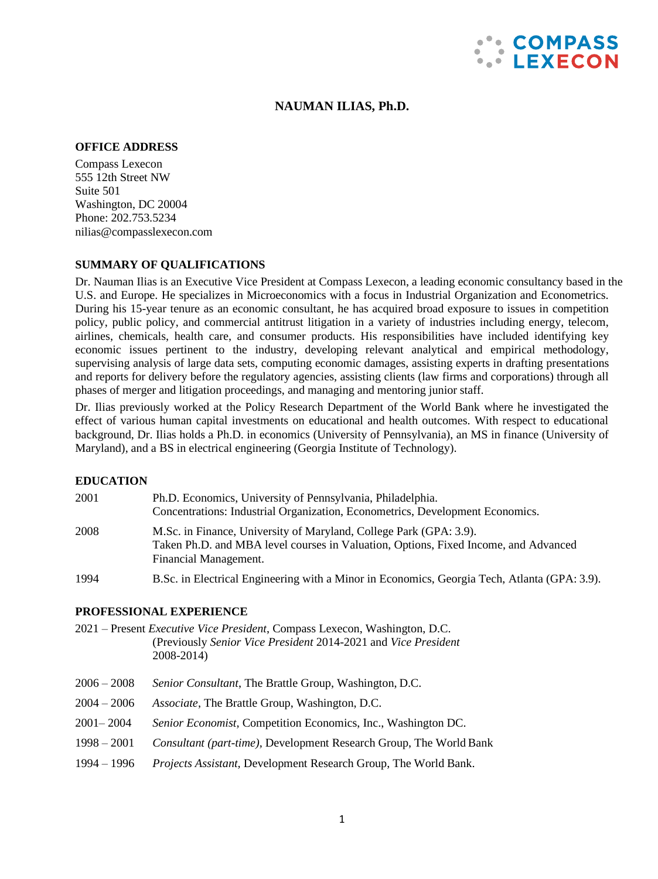# NAUMAN ILIAS, Ph.D.

## OFFICE ADDRESS

Compass Lexecon
555 12th Street NW
Suite 501
Washington, DC 20004
Phone: 202.753.5234
nilias@compasslexecon.com

## SUMMARY OF QUALIFICATIONS

Dr. Nauman Ilias is an Executive Vice President at Compass Lexecon, a leading economic consultancy based in the U.S. and Europe. He specializes in Microeconomics with a focus in Industrial Organization and Econometrics. During his 15-year tenure as an economic consultant, he has acquired broad exposure to issues in competition policy, public policy, and commercial antitrust litigation in a variety of industries including energy, telecom, airlines, chemicals, health care, and consumer products. His responsibilities have included identifying key economic issues pertinent to the industry, developing relevant analytical and empirical methodology, supervising analysis of large data sets, computing economic damages, assisting experts in drafting presentations and reports for delivery before the regulatory agencies, assisting clients (law firms and corporations) through all phases of merger and litigation proceedings, and managing and mentoring junior staff.

Dr. Ilias previously worked at the Policy Research Department of the World Bank where he investigated the effect of various human capital investments on educational and health outcomes. With respect to educational background, Dr. Ilias holds a Ph.D. in economics (University of Pennsylvania), an MS in finance (University of Maryland), and a BS in electrical engineering (Georgia Institute of Technology).

## EDUCATION

2001 — Ph.D. Economics, University of Pennsylvania, Philadelphia.
Concentrations: Industrial Organization, Econometrics, Development Economics.

2008 — M.Sc. in Finance, University of Maryland, College Park (GPA: 3.9).
Taken Ph.D. and MBA level courses in Valuation, Options, Fixed Income, and Advanced Financial Management.

1994 — B.Sc. in Electrical Engineering with a Minor in Economics, Georgia Tech, Atlanta (GPA: 3.9).

## PROFESSIONAL EXPERIENCE

2021 – Present *Executive Vice President*, Compass Lexecon, Washington, D.C.
(Previously *Senior Vice President* 2014-2021 and *Vice President* 2008-2014)

2006 – 2008 *Senior Consultant*, The Brattle Group, Washington, D.C.

2004 – 2006 *Associate*, The Brattle Group, Washington, D.C.

2001– 2004 *Senior Economist*, Competition Economics, Inc., Washington DC.

1998 – 2001 *Consultant (part-time)*, Development Research Group, The World Bank

1994 – 1996 *Projects Assistant*, Development Research Group, The World Bank.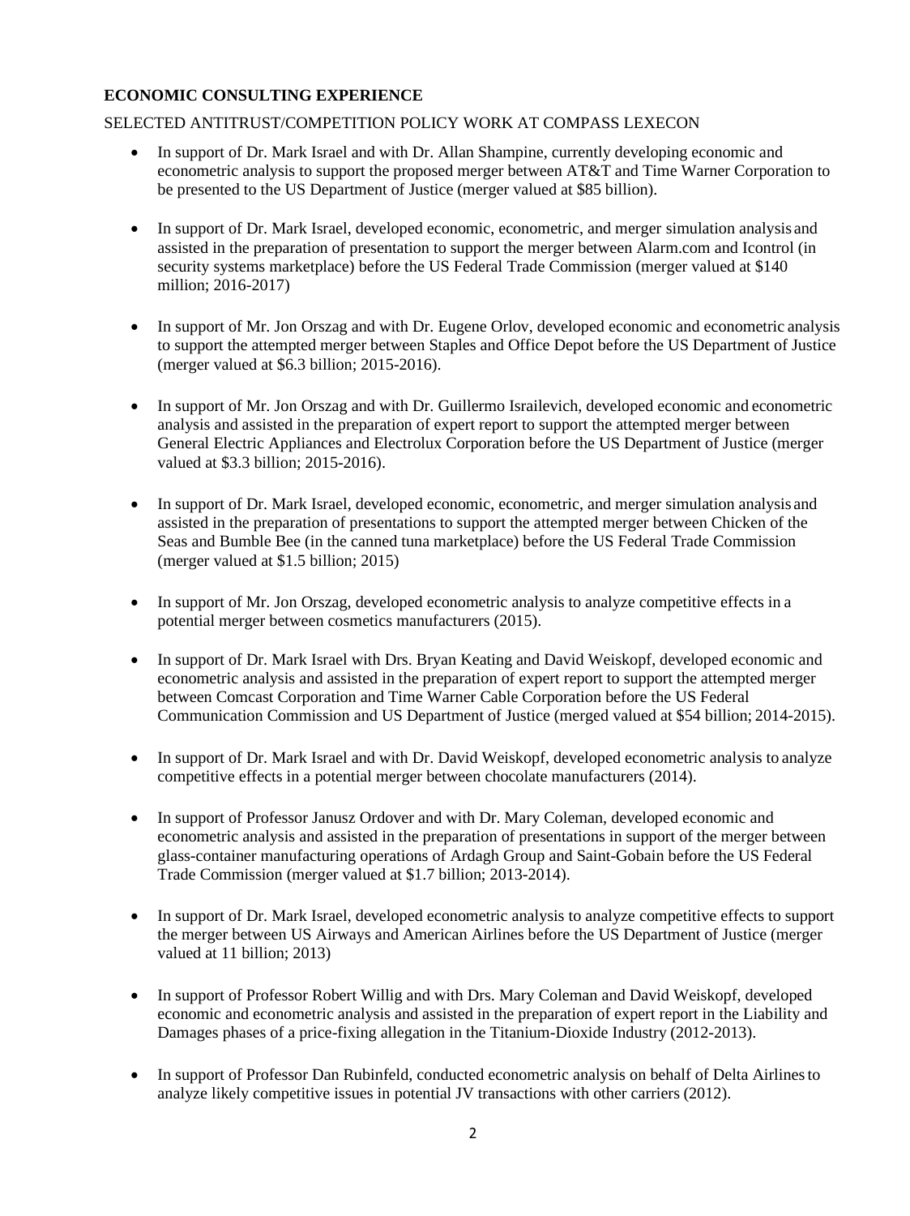**ECONOMIC CONSULTING EXPERIENCE**

SELECTED ANTITRUST/COMPETITION POLICY WORK AT COMPASS LEXECON

- In support of Dr. Mark Israel and with Dr. Allan Shampine, currently developing economic and econometric analysis to support the proposed merger between AT&T and Time Warner Corporation to be presented to the US Department of Justice (merger valued at $85 billion).

- In support of Dr. Mark Israel, developed economic, econometric, and merger simulation analysis and assisted in the preparation of presentation to support the merger between Alarm.com and Icontrol (in security systems marketplace) before the US Federal Trade Commission (merger valued at $140 million; 2016-2017)

- In support of Mr. Jon Orszag and with Dr. Eugene Orlov, developed economic and econometric analysis to support the attempted merger between Staples and Office Depot before the US Department of Justice (merger valued at $6.3 billion; 2015-2016).

- In support of Mr. Jon Orszag and with Dr. Guillermo Israilevich, developed economic and econometric analysis and assisted in the preparation of expert report to support the attempted merger between General Electric Appliances and Electrolux Corporation before the US Department of Justice (merger valued at $3.3 billion; 2015-2016).

- In support of Dr. Mark Israel, developed economic, econometric, and merger simulation analysis and assisted in the preparation of presentations to support the attempted merger between Chicken of the Seas and Bumble Bee (in the canned tuna marketplace) before the US Federal Trade Commission (merger valued at $1.5 billion; 2015)

- In support of Mr. Jon Orszag, developed econometric analysis to analyze competitive effects in a potential merger between cosmetics manufacturers (2015).

- In support of Dr. Mark Israel with Drs. Bryan Keating and David Weiskopf, developed economic and econometric analysis and assisted in the preparation of expert report to support the attempted merger between Comcast Corporation and Time Warner Cable Corporation before the US Federal Communication Commission and US Department of Justice (merged valued at $54 billion; 2014-2015).

- In support of Dr. Mark Israel and with Dr. David Weiskopf, developed econometric analysis to analyze competitive effects in a potential merger between chocolate manufacturers (2014).

- In support of Professor Janusz Ordover and with Dr. Mary Coleman, developed economic and econometric analysis and assisted in the preparation of presentations in support of the merger between glass-container manufacturing operations of Ardagh Group and Saint-Gobain before the US Federal Trade Commission (merger valued at $1.7 billion; 2013-2014).

- In support of Dr. Mark Israel, developed econometric analysis to analyze competitive effects to support the merger between US Airways and American Airlines before the US Department of Justice (merger valued at 11 billion; 2013)

- In support of Professor Robert Willig and with Drs. Mary Coleman and David Weiskopf, developed economic and econometric analysis and assisted in the preparation of expert report in the Liability and Damages phases of a price-fixing allegation in the Titanium-Dioxide Industry (2012-2013).

- In support of Professor Dan Rubinfeld, conducted econometric analysis on behalf of Delta Airlines to analyze likely competitive issues in potential JV transactions with other carriers (2012).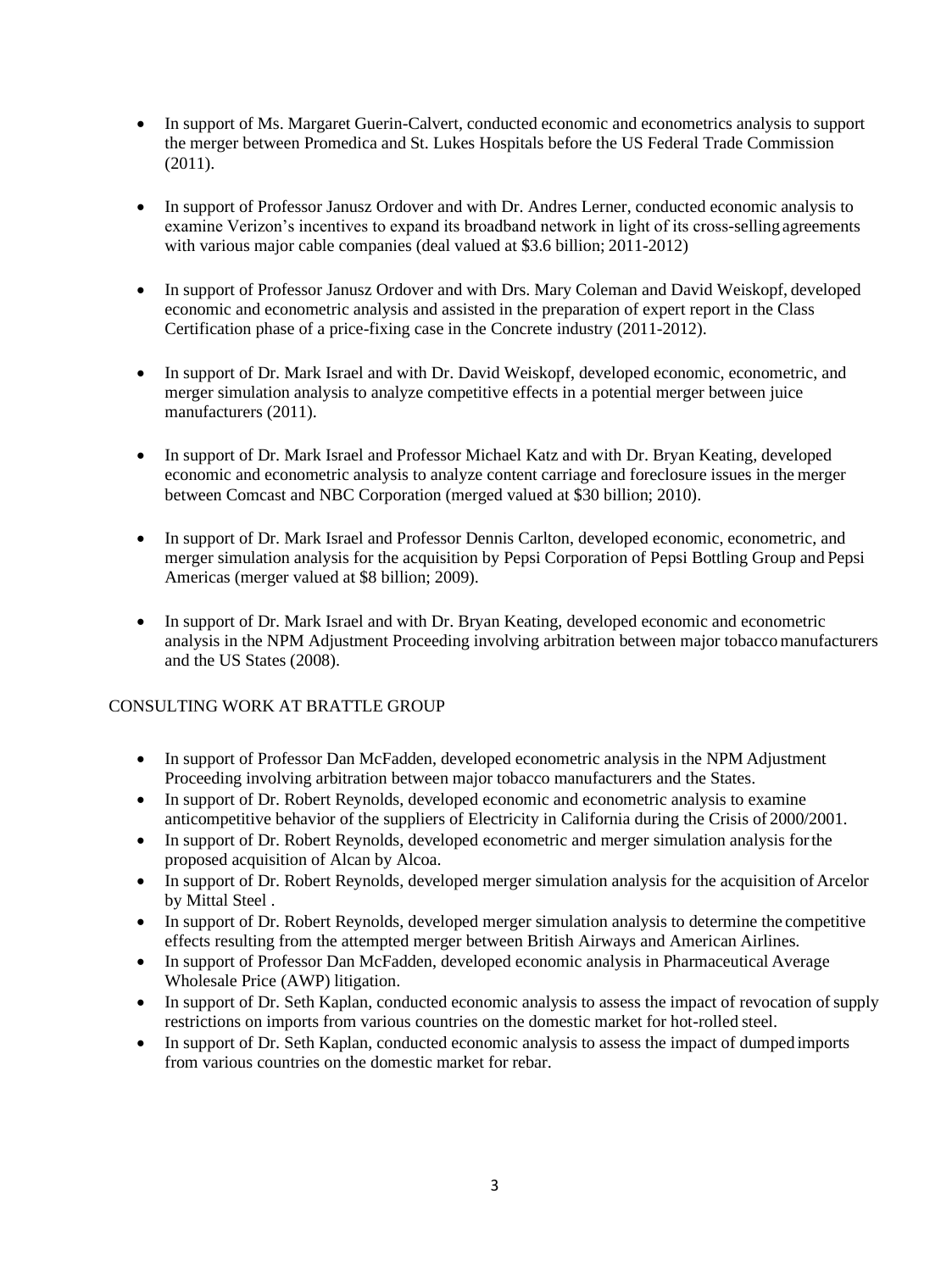- In support of Ms. Margaret Guerin-Calvert, conducted economic and econometrics analysis to support the merger between Promedica and St. Lukes Hospitals before the US Federal Trade Commission (2011).

- In support of Professor Janusz Ordover and with Dr. Andres Lerner, conducted economic analysis to examine Verizon's incentives to expand its broadband network in light of its cross-selling agreements with various major cable companies (deal valued at $3.6 billion; 2011-2012)

- In support of Professor Janusz Ordover and with Drs. Mary Coleman and David Weiskopf, developed economic and econometric analysis and assisted in the preparation of expert report in the Class Certification phase of a price-fixing case in the Concrete industry (2011-2012).

- In support of Dr. Mark Israel and with Dr. David Weiskopf, developed economic, econometric, and merger simulation analysis to analyze competitive effects in a potential merger between juice manufacturers (2011).

- In support of Dr. Mark Israel and Professor Michael Katz and with Dr. Bryan Keating, developed economic and econometric analysis to analyze content carriage and foreclosure issues in the merger between Comcast and NBC Corporation (merged valued at $30 billion; 2010).

- In support of Dr. Mark Israel and Professor Dennis Carlton, developed economic, econometric, and merger simulation analysis for the acquisition by Pepsi Corporation of Pepsi Bottling Group and Pepsi Americas (merger valued at $8 billion; 2009).

- In support of Dr. Mark Israel and with Dr. Bryan Keating, developed economic and econometric analysis in the NPM Adjustment Proceeding involving arbitration between major tobacco manufacturers and the US States (2008).

CONSULTING WORK AT BRATTLE GROUP

- In support of Professor Dan McFadden, developed econometric analysis in the NPM Adjustment Proceeding involving arbitration between major tobacco manufacturers and the States.
- In support of Dr. Robert Reynolds, developed economic and econometric analysis to examine anticompetitive behavior of the suppliers of Electricity in California during the Crisis of 2000/2001.
- In support of Dr. Robert Reynolds, developed econometric and merger simulation analysis for the proposed acquisition of Alcan by Alcoa.
- In support of Dr. Robert Reynolds, developed merger simulation analysis for the acquisition of Arcelor by Mittal Steel .
- In support of Dr. Robert Reynolds, developed merger simulation analysis to determine the competitive effects resulting from the attempted merger between British Airways and American Airlines.
- In support of Professor Dan McFadden, developed economic analysis in Pharmaceutical Average Wholesale Price (AWP) litigation.
- In support of Dr. Seth Kaplan, conducted economic analysis to assess the impact of revocation of supply restrictions on imports from various countries on the domestic market for hot-rolled steel.
- In support of Dr. Seth Kaplan, conducted economic analysis to assess the impact of dumped imports from various countries on the domestic market for rebar.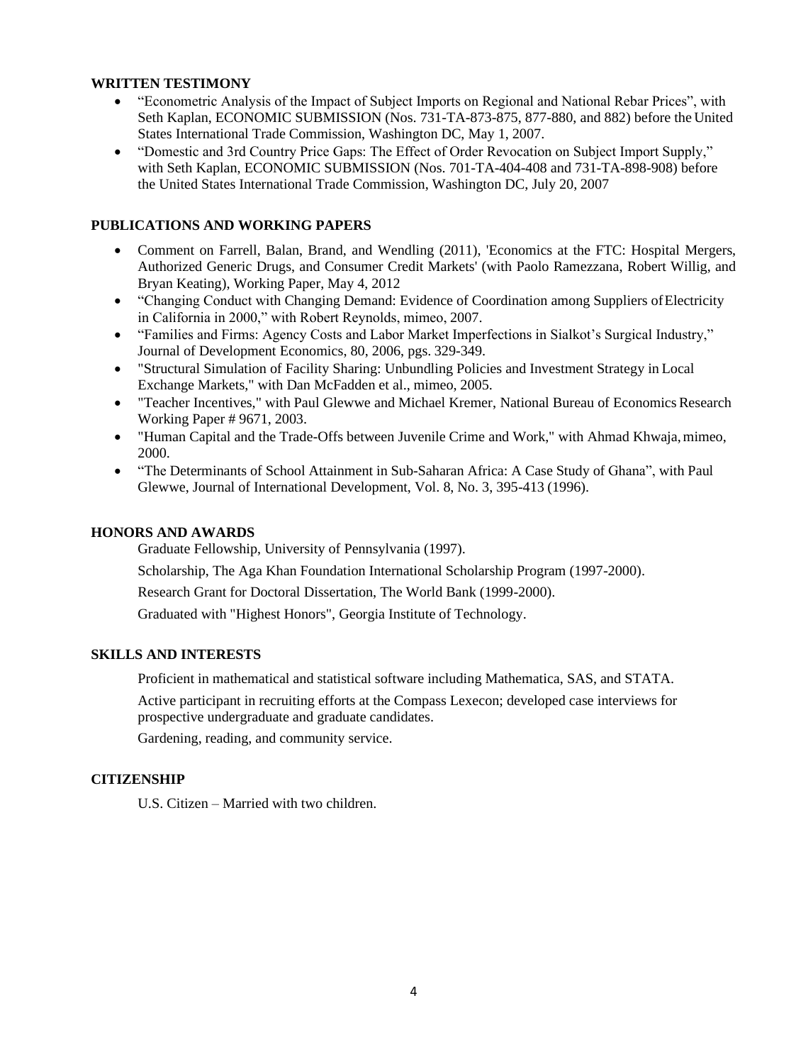## WRITTEN TESTIMONY

- "Econometric Analysis of the Impact of Subject Imports on Regional and National Rebar Prices", with Seth Kaplan, ECONOMIC SUBMISSION (Nos. 731-TA-873-875, 877-880, and 882) before the United States International Trade Commission, Washington DC, May 1, 2007.
- "Domestic and 3rd Country Price Gaps: The Effect of Order Revocation on Subject Import Supply," with Seth Kaplan, ECONOMIC SUBMISSION (Nos. 701-TA-404-408 and 731-TA-898-908) before the United States International Trade Commission, Washington DC, July 20, 2007

## PUBLICATIONS AND WORKING PAPERS

- Comment on Farrell, Balan, Brand, and Wendling (2011), 'Economics at the FTC: Hospital Mergers, Authorized Generic Drugs, and Consumer Credit Markets' (with Paolo Ramezzana, Robert Willig, and Bryan Keating), Working Paper, May 4, 2012
- "Changing Conduct with Changing Demand: Evidence of Coordination among Suppliers of Electricity in California in 2000," with Robert Reynolds, mimeo, 2007.
- "Families and Firms: Agency Costs and Labor Market Imperfections in Sialkot's Surgical Industry," Journal of Development Economics, 80, 2006, pgs. 329-349.
- "Structural Simulation of Facility Sharing: Unbundling Policies and Investment Strategy in Local Exchange Markets," with Dan McFadden et al., mimeo, 2005.
- "Teacher Incentives," with Paul Glewwe and Michael Kremer, National Bureau of Economics Research Working Paper # 9671, 2003.
- "Human Capital and the Trade-Offs between Juvenile Crime and Work," with Ahmad Khwaja, mimeo, 2000.
- "The Determinants of School Attainment in Sub-Saharan Africa: A Case Study of Ghana", with Paul Glewwe, Journal of International Development, Vol. 8, No. 3, 395-413 (1996).

## HONORS AND AWARDS

Graduate Fellowship, University of Pennsylvania (1997).

Scholarship, The Aga Khan Foundation International Scholarship Program (1997-2000).

Research Grant for Doctoral Dissertation, The World Bank (1999-2000).

Graduated with "Highest Honors", Georgia Institute of Technology.

## SKILLS AND INTERESTS

Proficient in mathematical and statistical software including Mathematica, SAS, and STATA.

Active participant in recruiting efforts at the Compass Lexecon; developed case interviews for prospective undergraduate and graduate candidates.

Gardening, reading, and community service.

## CITIZENSHIP

U.S. Citizen – Married with two children.